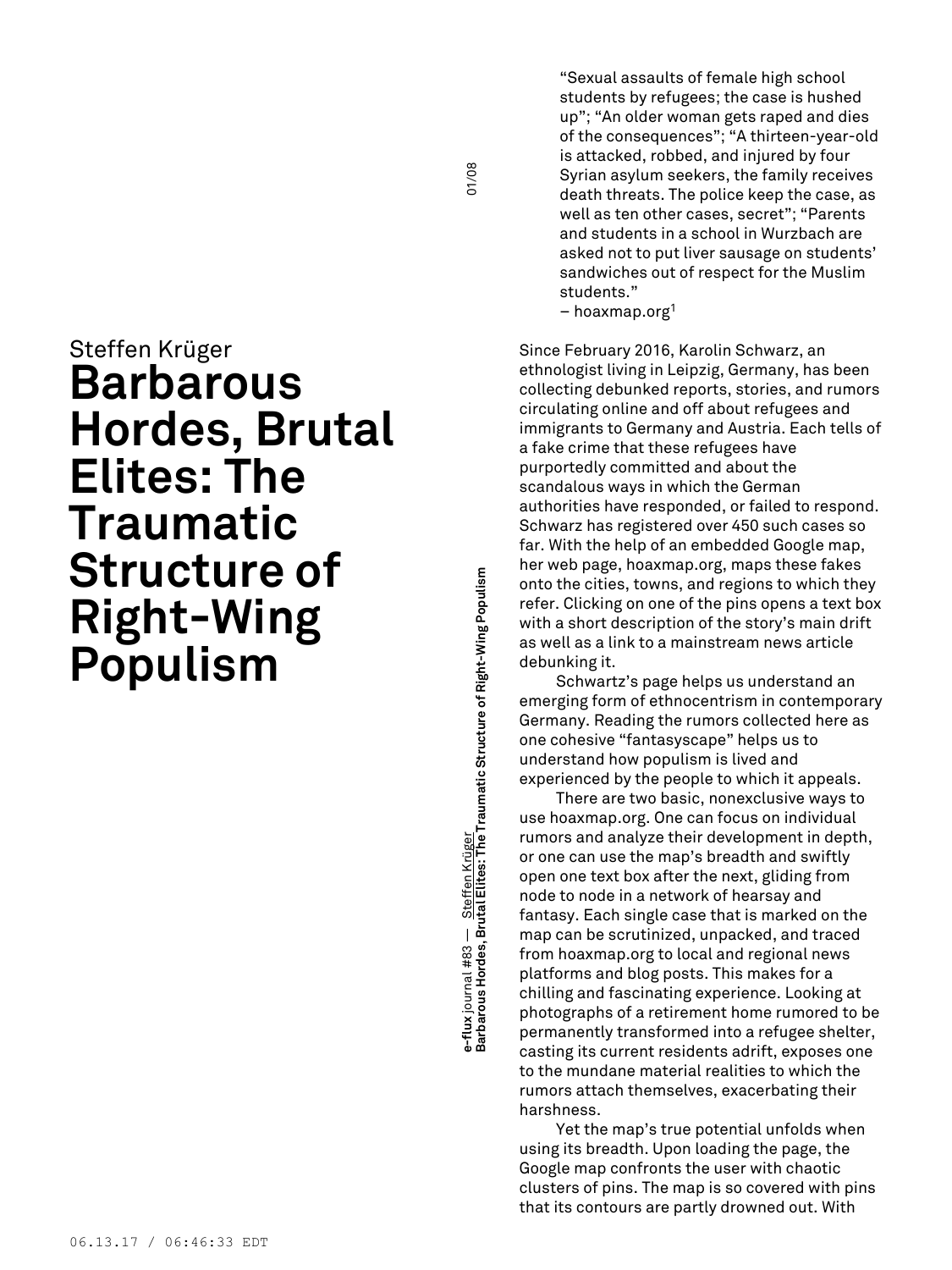Steffen Krüger

# Barbarous Hordes, Brutal Elites: The Traumatic Structure of Right-Wing Populism

> "Sexual assaults of female high school students by refugees; the case is hushed up"; "An older woman gets raped and dies of the consequences"; "A thirteen-year-old is attacked, robbed, and injured by four Syrian asylum seekers, the family receives death threats. The police keep the case, as well as ten other cases, secret"; "Parents and students in a school in Wurzbach are asked not to put liver sausage on students' sandwiches out of respect for the Muslim students."
> – hoaxmap.org[1]

Since February 2016, Karolin Schwarz, an ethnologist living in Leipzig, Germany, has been collecting debunked reports, stories, and rumors circulating online and off about refugees and immigrants to Germany and Austria. Each tells of a fake crime that these refugees have purportedly committed and about the scandalous ways in which the German authorities have responded, or failed to respond. Schwarz has registered over 450 such cases so far. With the help of an embedded Google map, her web page, hoaxmap.org, maps these fakes onto the cities, towns, and regions to which they refer. Clicking on one of the pins opens a text box with a short description of the story's main drift as well as a link to a mainstream news article debunking it.

Schwartz's page helps us understand an emerging form of ethnocentrism in contemporary Germany. Reading the rumors collected here as one cohesive "fantasyscape" helps us to understand how populism is lived and experienced by the people to which it appeals.

There are two basic, nonexclusive ways to use hoaxmap.org. One can focus on individual rumors and analyze their development in depth, or one can use the map's breadth and swiftly open one text box after the next, gliding from node to node in a network of hearsay and fantasy. Each single case that is marked on the map can be scrutinized, unpacked, and traced from hoaxmap.org to local and regional news platforms and blog posts. This makes for a chilling and fascinating experience. Looking at photographs of a retirement home rumored to be permanently transformed into a refugee shelter, casting its current residents adrift, exposes one to the mundane material realities to which the rumors attach themselves, exacerbating their harshness.

Yet the map's true potential unfolds when using its breadth. Upon loading the page, the Google map confronts the user with chaotic clusters of pins. The map is so covered with pins that its contours are partly drowned out. With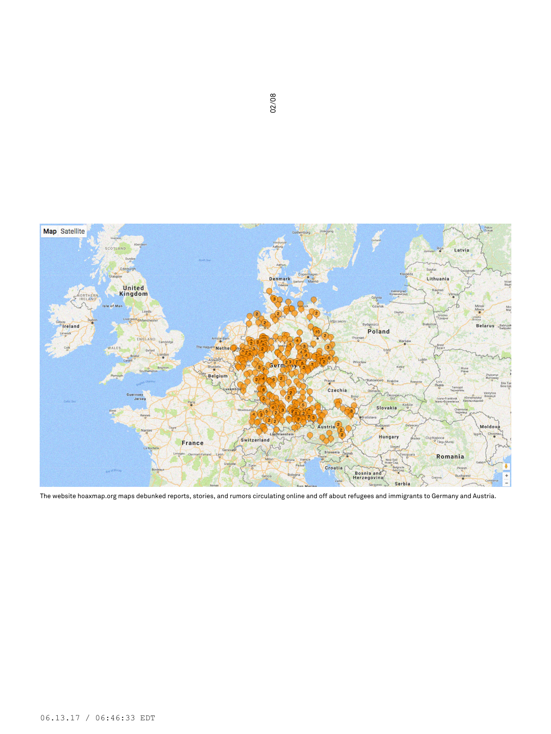The website hoaxmap.org maps debunked reports, stories, and rumors circulating online and off about refugees and immigrants to Germany and Austria.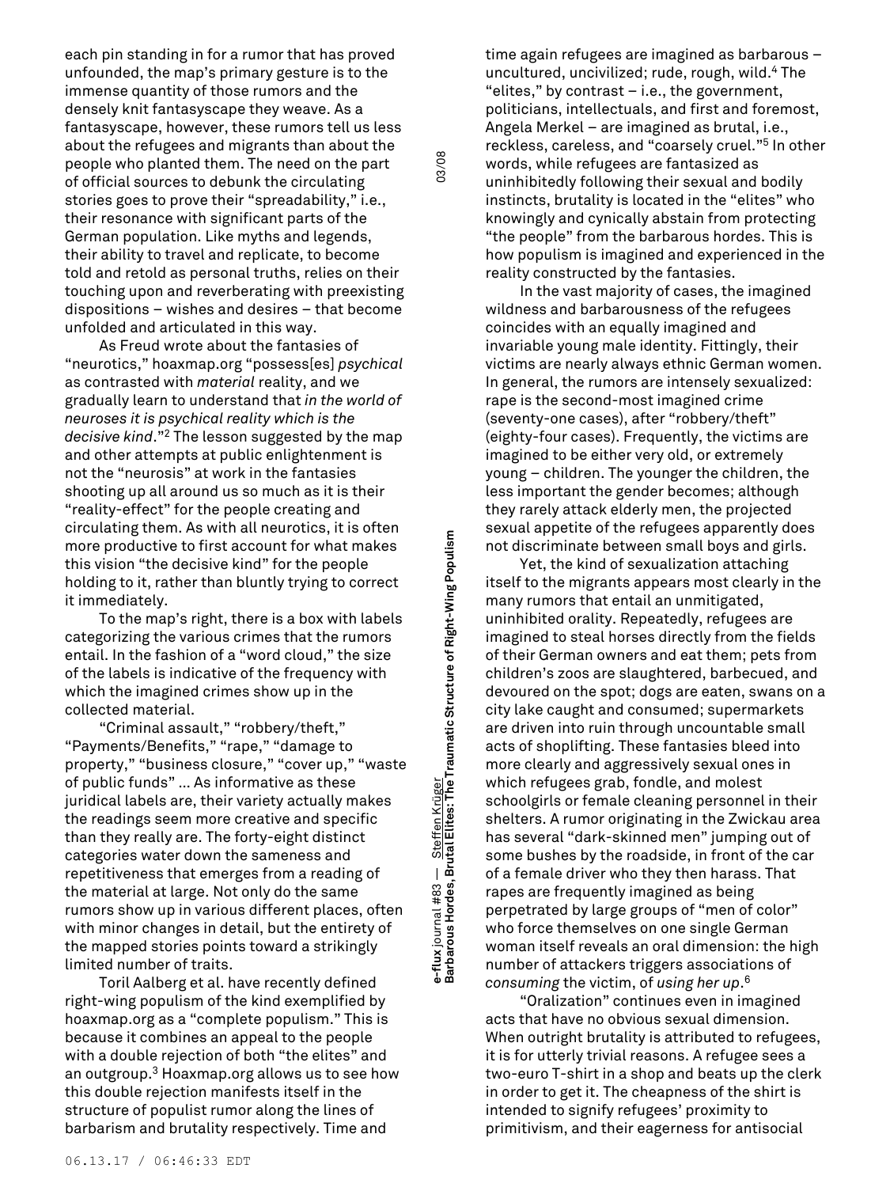each pin standing in for a rumor that has proved unfounded, the map's primary gesture is to the immense quantity of those rumors and the densely knit fantasyscape they weave. As a fantasyscape, however, these rumors tell us less about the refugees and migrants than about the people who planted them. The need on the part of official sources to debunk the circulating stories goes to prove their "spreadability," i.e., their resonance with significant parts of the German population. Like myths and legends, their ability to travel and replicate, to become told and retold as personal truths, relies on their touching upon and reverberating with preexisting dispositions – wishes and desires – that become unfolded and articulated in this way.

As Freud wrote about the fantasies of "neurotics," hoaxmap.org "possess[es] *psychical* as contrasted with *material* reality, and we gradually learn to understand that *in the world of neuroses it is psychical reality which is the decisive kind*."[2] The lesson suggested by the map and other attempts at public enlightenment is not the "neurosis" at work in the fantasies shooting up all around us so much as it is their "reality-effect" for the people creating and circulating them. As with all neurotics, it is often more productive to first account for what makes this vision "the decisive kind" for the people holding to it, rather than bluntly trying to correct it immediately.

To the map's right, there is a box with labels categorizing the various crimes that the rumors entail. In the fashion of a "word cloud," the size of the labels is indicative of the frequency with which the imagined crimes show up in the collected material.

"Criminal assault," "robbery/theft," "Payments/Benefits," "rape," "damage to property," "business closure," "cover up," "waste of public funds" … As informative as these juridical labels are, their variety actually makes the readings seem more creative and specific than they really are. The forty-eight distinct categories water down the sameness and repetitiveness that emerges from a reading of the material at large. Not only do the same rumors show up in various different places, often with minor changes in detail, but the entirety of the mapped stories points toward a strikingly limited number of traits.

Toril Aalberg et al. have recently defined right-wing populism of the kind exemplified by hoaxmap.org as a "complete populism." This is because it combines an appeal to the people with a double rejection of both "the elites" and an outgroup.[3] Hoaxmap.org allows us to see how this double rejection manifests itself in the structure of populist rumor along the lines of barbarism and brutality respectively. Time and time again refugees are imagined as barbarous – uncultured, uncivilized; rude, rough, wild.[4] The "elites," by contrast – i.e., the government, politicians, intellectuals, and first and foremost, Angela Merkel – are imagined as brutal, i.e., reckless, careless, and "coarsely cruel."[5] In other words, while refugees are fantasized as uninhibitedly following their sexual and bodily instincts, brutality is located in the "elites" who knowingly and cynically abstain from protecting "the people" from the barbarous hordes. This is how populism is imagined and experienced in the reality constructed by the fantasies.

In the vast majority of cases, the imagined wildness and barbarousness of the refugees coincides with an equally imagined and invariable young male identity. Fittingly, their victims are nearly always ethnic German women. In general, the rumors are intensely sexualized: rape is the second-most imagined crime (seventy-one cases), after "robbery/theft" (eighty-four cases). Frequently, the victims are imagined to be either very old, or extremely young – children. The younger the children, the less important the gender becomes; although they rarely attack elderly men, the projected sexual appetite of the refugees apparently does not discriminate between small boys and girls.

Yet, the kind of sexualization attaching itself to the migrants appears most clearly in the many rumors that entail an unmitigated, uninhibited orality. Repeatedly, refugees are imagined to steal horses directly from the fields of their German owners and eat them; pets from children's zoos are slaughtered, barbecued, and devoured on the spot; dogs are eaten, swans on a city lake caught and consumed; supermarkets are driven into ruin through uncountable small acts of shoplifting. These fantasies bleed into more clearly and aggressively sexual ones in which refugees grab, fondle, and molest schoolgirls or female cleaning personnel in their shelters. A rumor originating in the Zwickau area has several "dark-skinned men" jumping out of some bushes by the roadside, in front of the car of a female driver who they then harass. That rapes are frequently imagined as being perpetrated by large groups of "men of color" who force themselves on one single German woman itself reveals an oral dimension: the high number of attackers triggers associations of *consuming* the victim, of *using her up*.[6]

"Oralization" continues even in imagined acts that have no obvious sexual dimension. When outright brutality is attributed to refugees, it is for utterly trivial reasons. A refugee sees a two-euro T-shirt in a shop and beats up the clerk in order to get it. The cheapness of the shirt is intended to signify refugees' proximity to primitivism, and their eagerness for antisocial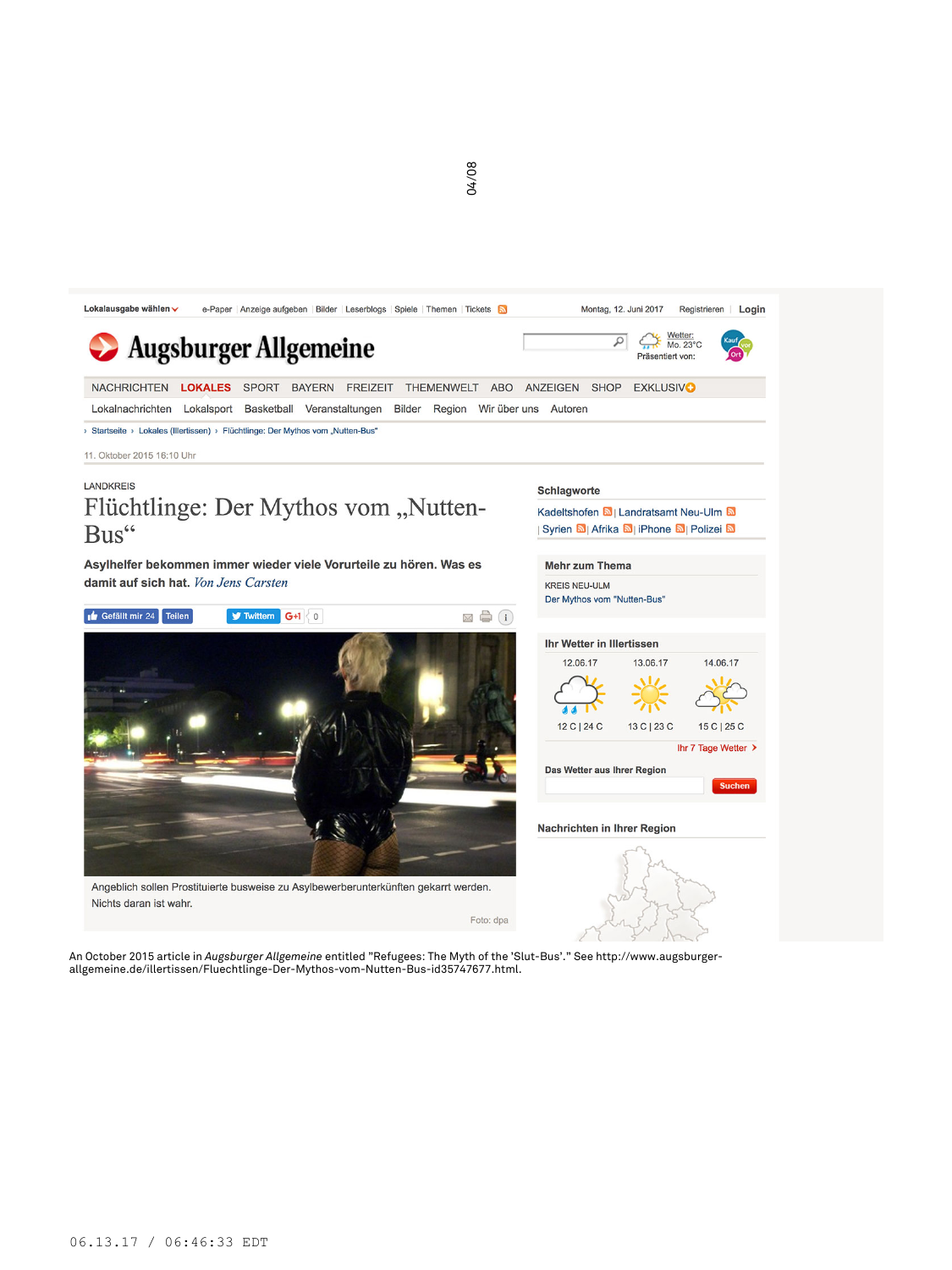Lokalausgabe wählen | e-Paper | Anzeige aufgeben | Bilder | Leserblogs | Spiele | Themen | Tickets

Montag, 12. Juni 2017 | Registrieren | Login

# Augsburger Allgemeine

Wetter: Mo. 23°C
Präsentiert von:

NACHRICHTEN | LOKALES | SPORT | BAYERN | FREIZEIT | THEMENWELT | ABO | ANZEIGEN | SHOP | EXKLUSIV

Lokalnachrichten | Lokalsport | Basketball | Veranstaltungen | Bilder | Region | Wir über uns | Autoren

› Startseite › Lokales (Illertissen) › Flüchtlinge: Der Mythos vom „Nutten-Bus"

11. Oktober 2015 16:10 Uhr

LANDKREIS

## Flüchtlinge: Der Mythos vom „Nutten-Bus"

**Asylhelfer bekommen immer wieder viele Vorurteile zu hören. Was es damit auf sich hat.** *Von Jens Carsten*

Gefällt mir 24 | Teilen | Twittern | G+1 | 0

Angeblich sollen Prostituierte busweise zu Asylbewerberunterkünften gekarrt werden. Nichts daran ist wahr.

Foto: dpa

### Schlagworte

Kadeltshofen | Landratsamt Neu-Ulm | Syrien | Afrika | iPhone | Polizei

### Mehr zum Thema

KREIS NEU-ULM
Der Mythos vom "Nutten-Bus"

### Ihr Wetter in Illertissen

| 12.06.17 | 13.06.17 | 14.06.17 |
|---|---|---|
| 12 C \| 24 C | 13 C \| 23 C | 15 C \| 25 C |

Ihr 7 Tage Wetter ›

Das Wetter aus Ihrer Region

Suchen

### Nachrichten in Ihrer Region

An October 2015 article in *Augsburger Allgemeine* entitled "Refugees: The Myth of the 'Slut-Bus'." See http://www.augsburger-allgemeine.de/illertissen/Fluechtlinge-Der-Mythos-vom-Nutten-Bus-id35747677.html.

06.13.17 / 06:46:33 EDT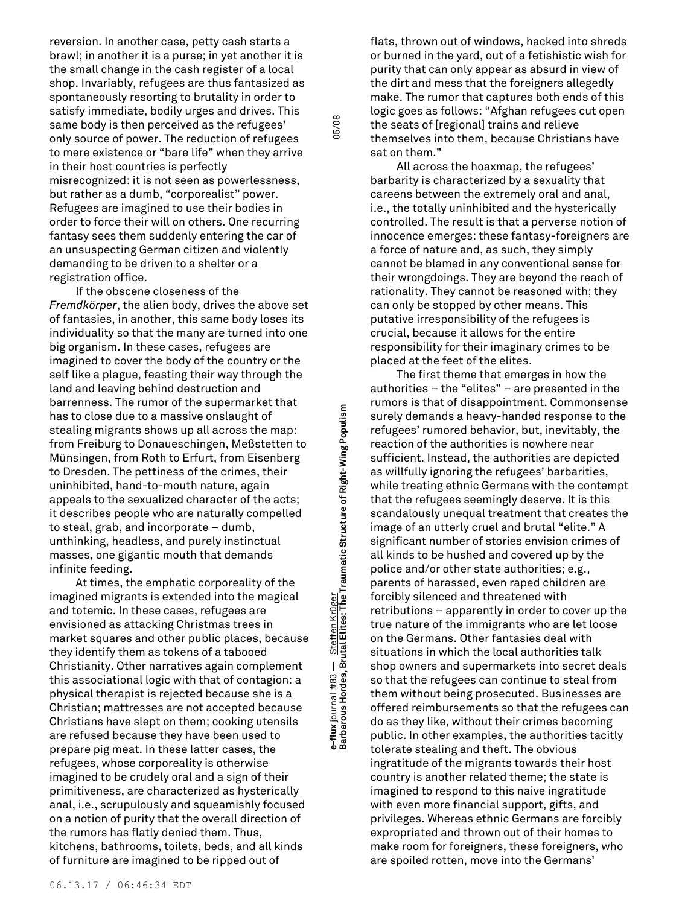reversion. In another case, petty cash starts a brawl; in another it is a purse; in yet another it is the small change in the cash register of a local shop. Invariably, refugees are thus fantasized as spontaneously resorting to brutality in order to satisfy immediate, bodily urges and drives. This same body is then perceived as the refugees' only source of power. The reduction of refugees to mere existence or "bare life" when they arrive in their host countries is perfectly misrecognized: it is not seen as powerlessness, but rather as a dumb, "corporealist" power. Refugees are imagined to use their bodies in order to force their will on others. One recurring fantasy sees them suddenly entering the car of an unsuspecting German citizen and violently demanding to be driven to a shelter or a registration office.

If the obscene closeness of the *Fremdkörper*, the alien body, drives the above set of fantasies, in another, this same body loses its individuality so that the many are turned into one big organism. In these cases, refugees are imagined to cover the body of the country or the self like a plague, feasting their way through the land and leaving behind destruction and barrenness. The rumor of the supermarket that has to close due to a massive onslaught of stealing migrants shows up all across the map: from Freiburg to Donaueschingen, Meßstetten to Münsingen, from Roth to Erfurt, from Eisenberg to Dresden. The pettiness of the crimes, their uninhibited, hand-to-mouth nature, again appeals to the sexualized character of the acts; it describes people who are naturally compelled to steal, grab, and incorporate – dumb, unthinking, headless, and purely instinctual masses, one gigantic mouth that demands infinite feeding.

At times, the emphatic corporeality of the imagined migrants is extended into the magical and totemic. In these cases, refugees are envisioned as attacking Christmas trees in market squares and other public places, because they identify them as tokens of a tabooed Christianity. Other narratives again complement this associational logic with that of contagion: a physical therapist is rejected because she is a Christian; mattresses are not accepted because Christians have slept on them; cooking utensils are refused because they have been used to prepare pig meat. In these latter cases, the refugees, whose corporeality is otherwise imagined to be crudely oral and a sign of their primitiveness, are characterized as hysterically anal, i.e., scrupulously and squeamishly focused on a notion of purity that the overall direction of the rumors has flatly denied them. Thus, kitchens, bathrooms, toilets, beds, and all kinds of furniture are imagined to be ripped out of flats, thrown out of windows, hacked into shreds or burned in the yard, out of a fetishistic wish for purity that can only appear as absurd in view of the dirt and mess that the foreigners allegedly make. The rumor that captures both ends of this logic goes as follows: "Afghan refugees cut open the seats of [regional] trains and relieve themselves into them, because Christians have sat on them."

All across the hoaxmap, the refugees' barbarity is characterized by a sexuality that careens between the extremely oral and anal, i.e., the totally uninhibited and the hysterically controlled. The result is that a perverse notion of innocence emerges: these fantasy-foreigners are a force of nature and, as such, they simply cannot be blamed in any conventional sense for their wrongdoings. They are beyond the reach of rationality. They cannot be reasoned with; they can only be stopped by other means. This putative irresponsibility of the refugees is crucial, because it allows for the entire responsibility for their imaginary crimes to be placed at the feet of the elites.

The first theme that emerges in how the authorities – the "elites" – are presented in the rumors is that of disappointment. Commonsense surely demands a heavy-handed response to the refugees' rumored behavior, but, inevitably, the reaction of the authorities is nowhere near sufficient. Instead, the authorities are depicted as willfully ignoring the refugees' barbarities, while treating ethnic Germans with the contempt that the refugees seemingly deserve. It is this scandalously unequal treatment that creates the image of an utterly cruel and brutal "elite." A significant number of stories envision crimes of all kinds to be hushed and covered up by the police and/or other state authorities; e.g., parents of harassed, even raped children are forcibly silenced and threatened with retributions – apparently in order to cover up the true nature of the immigrants who are let loose on the Germans. Other fantasies deal with situations in which the local authorities talk shop owners and supermarkets into secret deals so that the refugees can continue to steal from them without being prosecuted. Businesses are offered reimbursements so that the refugees can do as they like, without their crimes becoming public. In other examples, the authorities tacitly tolerate stealing and theft. The obvious ingratitude of the migrants towards their host country is another related theme; the state is imagined to respond to this naive ingratitude with even more financial support, gifts, and privileges. Whereas ethnic Germans are forcibly expropriated and thrown out of their homes to make room for foreigners, these foreigners, who are spoiled rotten, move into the Germans'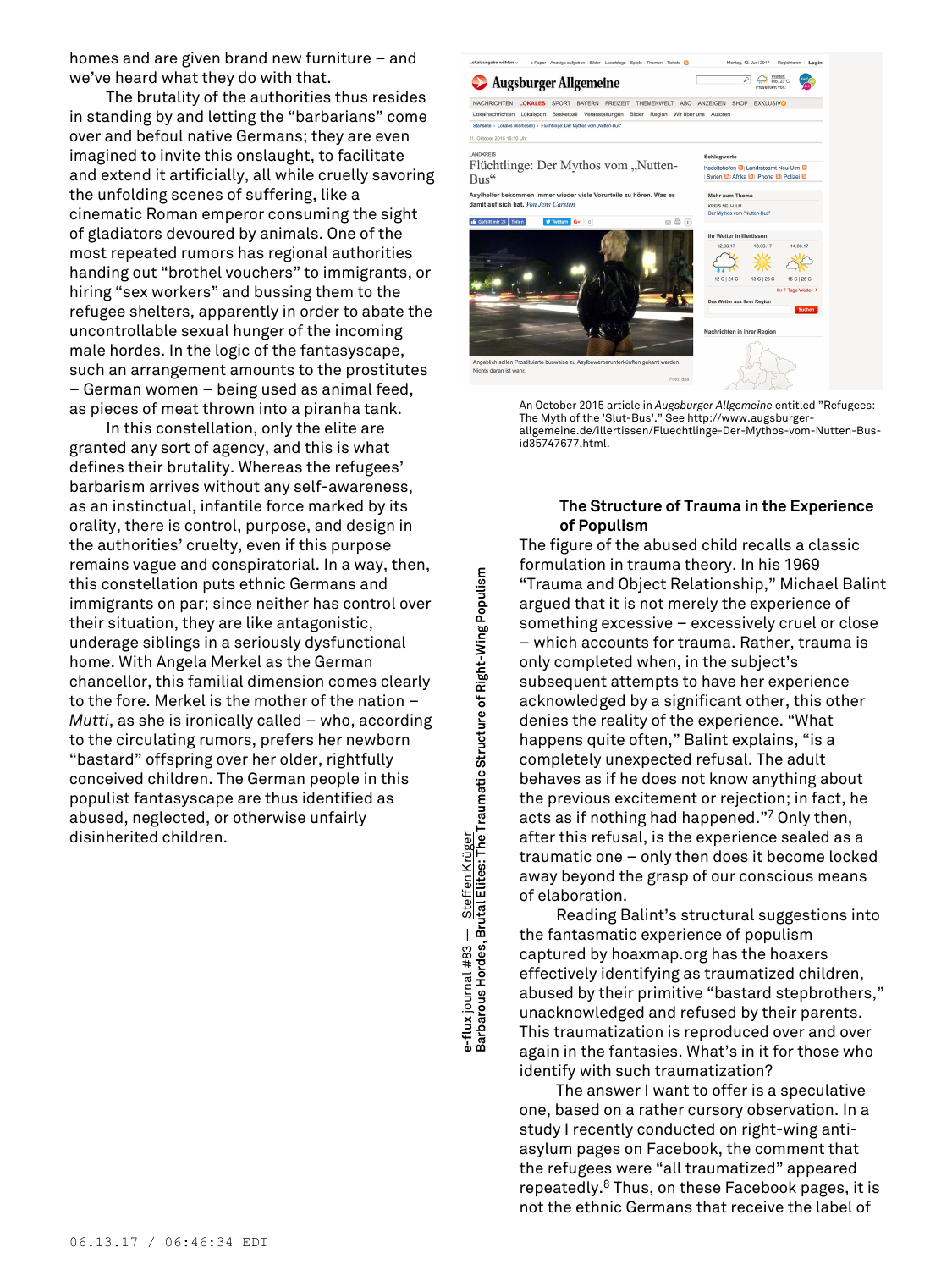homes and are given brand new furniture – and we've heard what they do with that.

The brutality of the authorities thus resides in standing by and letting the "barbarians" come over and befoul native Germans; they are even imagined to invite this onslaught, to facilitate and extend it artificially, all while cruelly savoring the unfolding scenes of suffering, like a cinematic Roman emperor consuming the sight of gladiators devoured by animals. One of the most repeated rumors has regional authorities handing out "brothel vouchers" to immigrants, or hiring "sex workers" and bussing them to the refugee shelters, apparently in order to abate the uncontrollable sexual hunger of the incoming male hordes. In the logic of the fantasyscape, such an arrangement amounts to the prostitutes – German women – being used as animal feed, as pieces of meat thrown into a piranha tank.

In this constellation, only the elite are granted any sort of agency, and this is what defines their brutality. Whereas the refugees' barbarism arrives without any self-awareness, as an instinctual, infantile force marked by its orality, there is control, purpose, and design in the authorities' cruelty, even if this purpose remains vague and conspiratorial. In a way, then, this constellation puts ethnic Germans and immigrants on par; since neither has control over their situation, they are like antagonistic, underage siblings in a seriously dysfunctional home. With Angela Merkel as the German chancellor, this familial dimension comes clearly to the fore. Merkel is the mother of the nation – *Mutti*, as she is ironically called – who, according to the circulating rumors, prefers her newborn "bastard" offspring over her older, rightfully conceived children. The German people in this populist fantasyscape are thus identified as abused, neglected, or otherwise unfairly disinherited children.

An October 2015 article in *Augsburger Allgemeine* entitled "Refugees: The Myth of the 'Slut-Bus'." See http://www.augsburger-allgemeine.de/illertissen/Fluechtlinge-Der-Mythos-vom-Nutten-Bus-id35747677.html.

### The Structure of Trauma in the Experience of Populism

The figure of the abused child recalls a classic formulation in trauma theory. In his 1969 "Trauma and Object Relationship," Michael Balint argued that it is not merely the experience of something excessive – excessively cruel or close – which accounts for trauma. Rather, trauma is only completed when, in the subject's subsequent attempts to have her experience acknowledged by a significant other, this other denies the reality of the experience. "What happens quite often," Balint explains, "is a completely unexpected refusal. The adult behaves as if he does not know anything about the previous excitement or rejection; in fact, he acts as if nothing had happened."[7] Only then, after this refusal, is the experience sealed as a traumatic one – only then does it become locked away beyond the grasp of our conscious means of elaboration.

Reading Balint's structural suggestions into the fantasmatic experience of populism captured by hoaxmap.org has the hoaxers effectively identifying as traumatized children, abused by their primitive "bastard stepbrothers," unacknowledged and refused by their parents. This traumatization is reproduced over and over again in the fantasies. What's in it for those who identify with such traumatization?

The answer I want to offer is a speculative one, based on a rather cursory observation. In a study I recently conducted on right-wing anti-asylum pages on Facebook, the comment that the refugees were "all traumatized" appeared repeatedly.[8] Thus, on these Facebook pages, it is not the ethnic Germans that receive the label of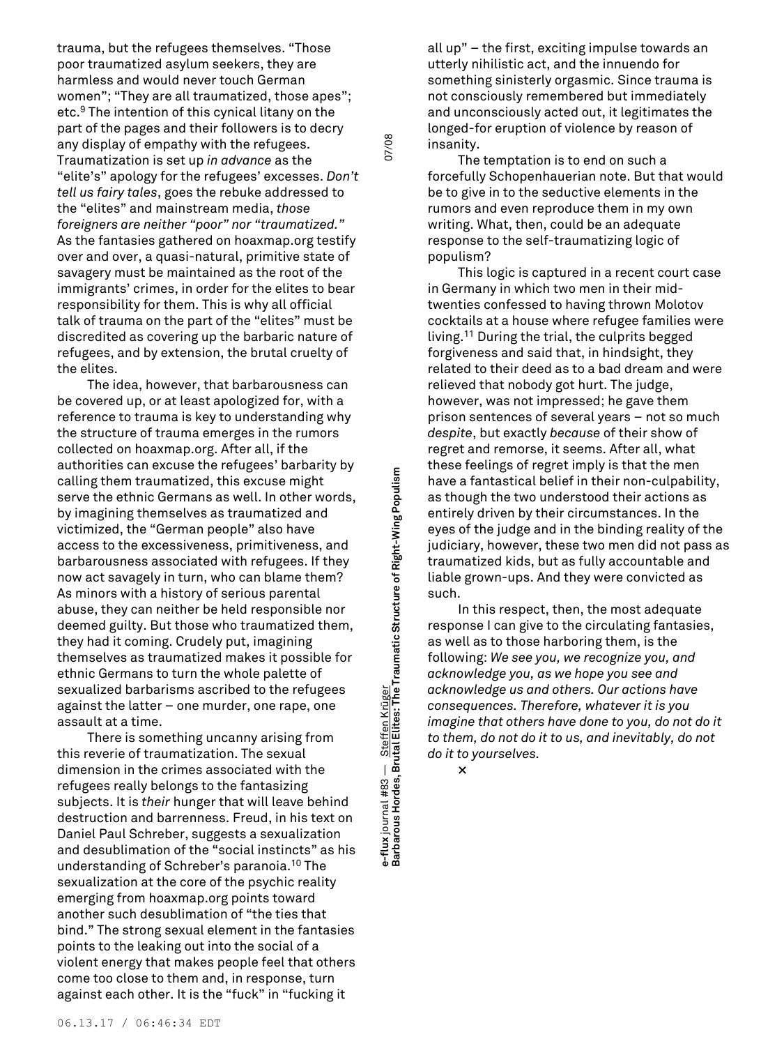trauma, but the refugees themselves. "Those poor traumatized asylum seekers, they are harmless and would never touch German women"; "They are all traumatized, those apes"; etc.[9] The intention of this cynical litany on the part of the pages and their followers is to decry any display of empathy with the refugees. Traumatization is set up *in advance* as the "elite's" apology for the refugees' excesses. *Don't tell us fairy tales*, goes the rebuke addressed to the "elites" and mainstream media, *those foreigners are neither "poor" nor "traumatized."* As the fantasies gathered on hoaxmap.org testify over and over, a quasi-natural, primitive state of savagery must be maintained as the root of the immigrants' crimes, in order for the elites to bear responsibility for them. This is why all official talk of trauma on the part of the "elites" must be discredited as covering up the barbaric nature of refugees, and by extension, the brutal cruelty of the elites.

The idea, however, that barbarousness can be covered up, or at least apologized for, with a reference to trauma is key to understanding why the structure of trauma emerges in the rumors collected on hoaxmap.org. After all, if the authorities can excuse the refugees' barbarity by calling them traumatized, this excuse might serve the ethnic Germans as well. In other words, by imagining themselves as traumatized and victimized, the "German people" also have access to the excessiveness, primitiveness, and barbarousness associated with refugees. If they now act savagely in turn, who can blame them? As minors with a history of serious parental abuse, they can neither be held responsible nor deemed guilty. But those who traumatized them, they had it coming. Crudely put, imagining themselves as traumatized makes it possible for ethnic Germans to turn the whole palette of sexualized barbarisms ascribed to the refugees against the latter – one murder, one rape, one assault at a time.

There is something uncanny arising from this reverie of traumatization. The sexual dimension in the crimes associated with the refugees really belongs to the fantasizing subjects. It is *their* hunger that will leave behind destruction and barrenness. Freud, in his text on Daniel Paul Schreber, suggests a sexualization and desublimation of the "social instincts" as his understanding of Schreber's paranoia.[10] The sexualization at the core of the psychic reality emerging from hoaxmap.org points toward another such desublimation of "the ties that bind." The strong sexual element in the fantasies points to the leaking out into the social of a violent energy that makes people feel that others come too close to them and, in response, turn against each other. It is the "fuck" in "fucking it all up" – the first, exciting impulse towards an utterly nihilistic act, and the innuendo for something sinisterly orgasmic. Since trauma is not consciously remembered but immediately and unconsciously acted out, it legitimates the longed-for eruption of violence by reason of insanity.

The temptation is to end on such a forcefully Schopenhauerian note. But that would be to give in to the seductive elements in the rumors and even reproduce them in my own writing. What, then, could be an adequate response to the self-traumatizing logic of populism?

This logic is captured in a recent court case in Germany in which two men in their mid-twenties confessed to having thrown Molotov cocktails at a house where refugee families were living.[11] During the trial, the culprits begged forgiveness and said that, in hindsight, they related to their deed as to a bad dream and were relieved that nobody got hurt. The judge, however, was not impressed; he gave them prison sentences of several years – not so much *despite*, but exactly *because* of their show of regret and remorse, it seems. After all, what these feelings of regret imply is that the men have a fantastical belief in their non-culpability, as though the two understood their actions as entirely driven by their circumstances. In the eyes of the judge and in the binding reality of the judiciary, however, these two men did not pass as traumatized kids, but as fully accountable and liable grown-ups. And they were convicted as such.

In this respect, then, the most adequate response I can give to the circulating fantasies, as well as to those harboring them, is the following: *We see you, we recognize you, and acknowledge you, as we hope you see and acknowledge us and others. Our actions have consequences. Therefore, whatever it is you imagine that others have done to you, do not do it to them, do not do it to us, and inevitably, do not do it to yourselves.*

×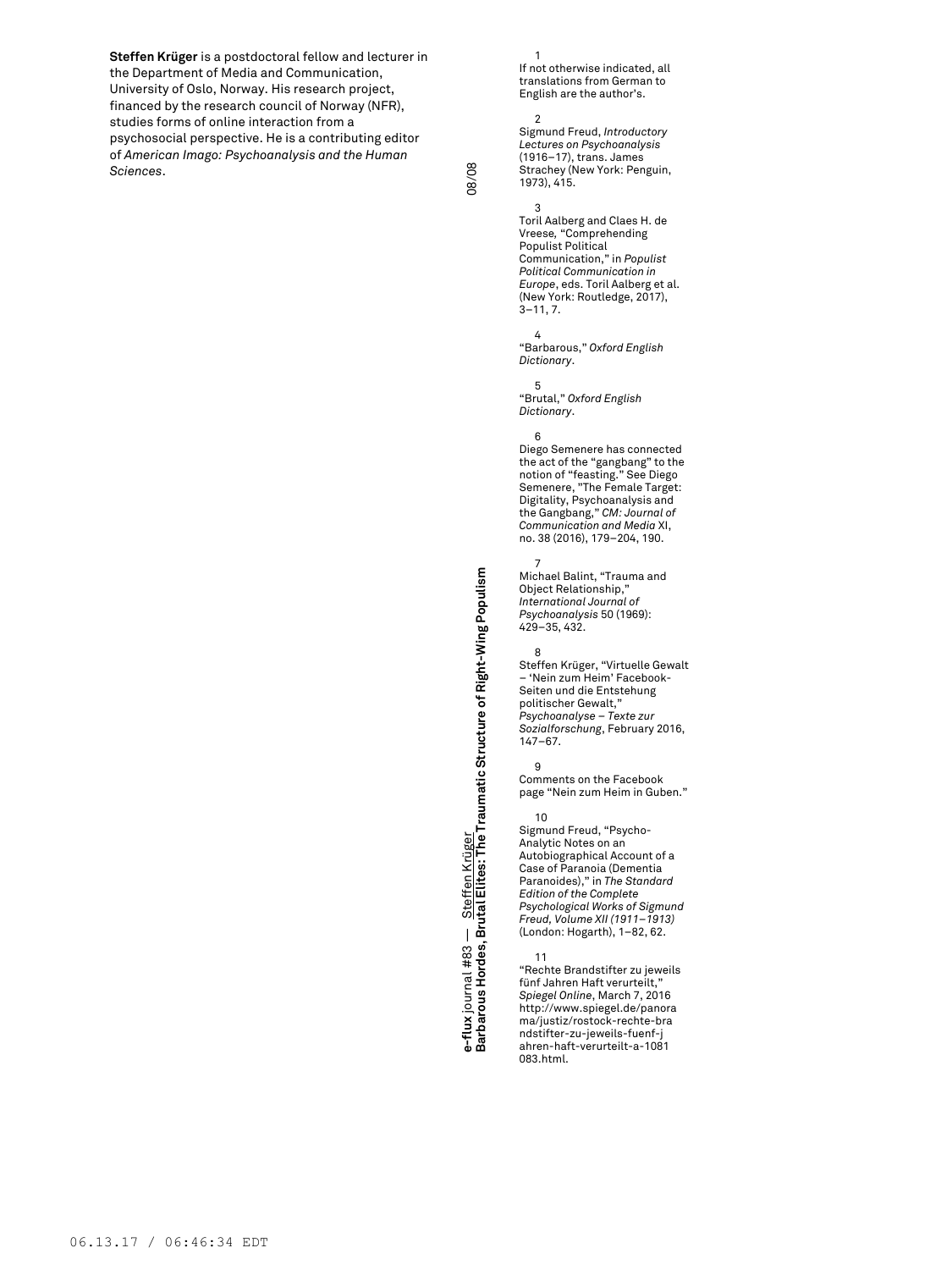**Steffen Krüger** is a postdoctoral fellow and lecturer in the Department of Media and Communication, University of Oslo, Norway. His research project, financed by the research council of Norway (NFR), studies forms of online interaction from a psychosocial perspective. He is a contributing editor of *American Imago: Psychoanalysis and the Human Sciences*.

1
If not otherwise indicated, all translations from German to English are the author's.

2
Sigmund Freud, *Introductory Lectures on Psychoanalysis* (1916–17), trans. James Strachey (New York: Penguin, 1973), 415.

3
Toril Aalberg and Claes H. de Vreese, "Comprehending Populist Political Communication," in *Populist Political Communication in Europe*, eds. Toril Aalberg et al. (New York: Routledge, 2017), 3–11, 7.

4
"Barbarous," *Oxford English Dictionary*.

5
"Brutal," *Oxford English Dictionary*.

6
Diego Semenere has connected the act of the "gangbang" to the notion of "feasting." See Diego Semenere, "The Female Target: Digitality, Psychoanalysis and the Gangbang," *CM: Journal of Communication and Media* XI, no. 38 (2016), 179–204, 190.

7
Michael Balint, "Trauma and Object Relationship," *International Journal of Psychoanalysis* 50 (1969): 429–35, 432.

8
Steffen Krüger, "Virtuelle Gewalt – 'Nein zum Heim' Facebook-Seiten und die Entstehung politischer Gewalt," *Psychoanalyse – Texte zur Sozialforschung*, February 2016, 147–67.

9
Comments on the Facebook page "Nein zum Heim in Guben."

10
Sigmund Freud, "Psycho-Analytic Notes on an Autobiographical Account of a Case of Paranoia (Dementia Paranoides)," in *The Standard Edition of the Complete Psychological Works of Sigmund Freud, Volume XII (1911–1913)* (London: Hogarth), 1–82, 62.

11
"Rechte Brandstifter zu jeweils fünf Jahren Haft verurteilt," *Spiegel Online*, March 7, 2016 http://www.spiegel.de/panorama/justiz/rostock-rechte-brandstifter-zu-jeweils-fuenf-jahren-haft-verurteilt-a-1081083.html.